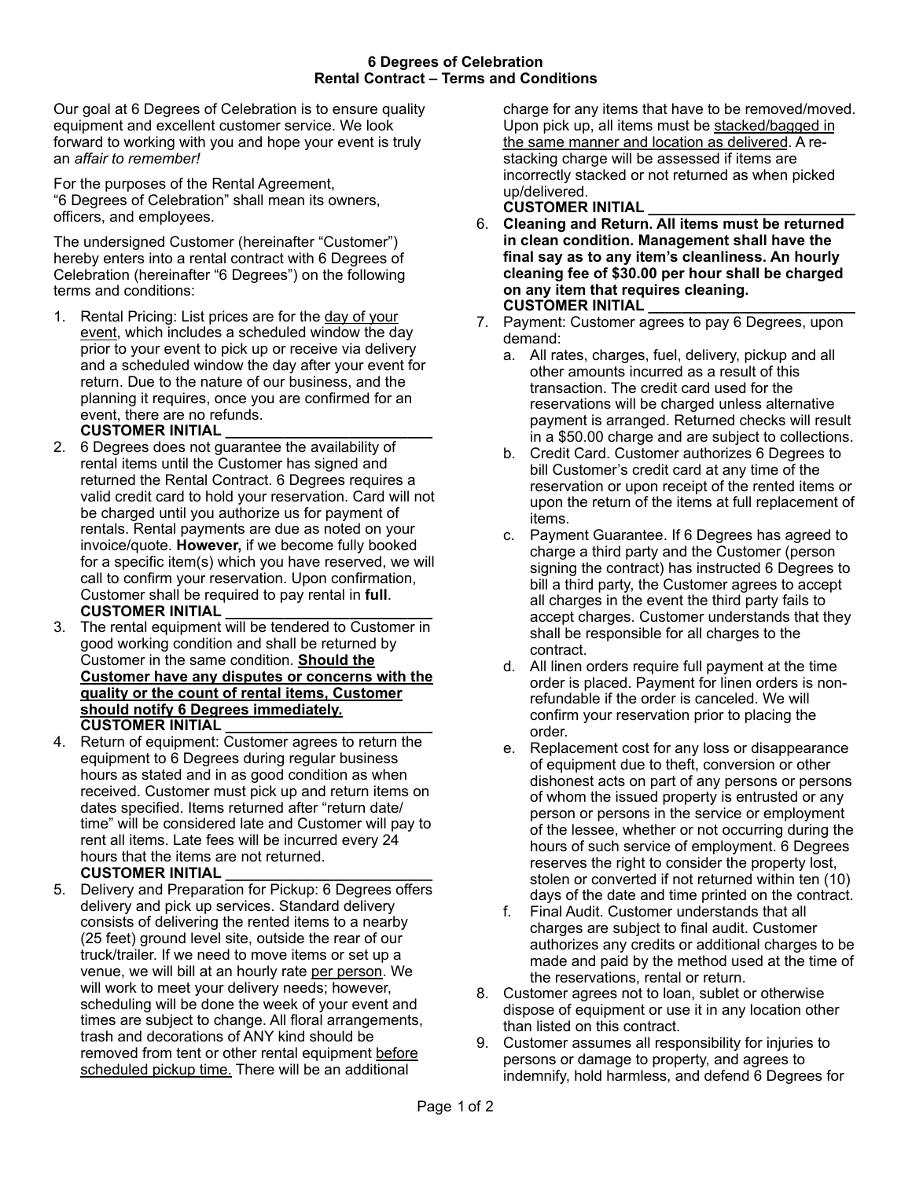# 6 Degrees of Celebration
## Rental Contract – Terms and Conditions

Our goal at 6 Degrees of Celebration is to ensure quality equipment and excellent customer service. We look forward to working with you and hope your event is truly an *affair to remember!*

For the purposes of the Rental Agreement, "6 Degrees of Celebration" shall mean its owners, officers, and employees.

The undersigned Customer (hereinafter "Customer") hereby enters into a rental contract with 6 Degrees of Celebration (hereinafter "6 Degrees") on the following terms and conditions:

1. Rental Pricing: List prices are for the <u>day of your event</u>, which includes a scheduled window the day prior to your event to pick up or receive via delivery and a scheduled window the day after your event for return. Due to the nature of our business, and the planning it requires, once you are confirmed for an event, there are no refunds.
   **CUSTOMER INITIAL ________________________**
2. 6 Degrees does not guarantee the availability of rental items until the Customer has signed and returned the Rental Contract. 6 Degrees requires a valid credit card to hold your reservation. Card will not be charged until you authorize us for payment of rentals. Rental payments are due as noted on your invoice/quote. **However,** if we become fully booked for a specific item(s) which you have reserved, we will call to confirm your reservation. Upon confirmation, Customer shall be required to pay rental in **full**.
   **CUSTOMER INITIAL ________________________**
3. The rental equipment will be tendered to Customer in good working condition and shall be returned by Customer in the same condition. **<u>Should the Customer have any disputes or concerns with the quality or the count of rental items, Customer should notify 6 Degrees immediately.</u>**
   **CUSTOMER INITIAL ________________________**
4. Return of equipment: Customer agrees to return the equipment to 6 Degrees during regular business hours as stated and in as good condition as when received. Customer must pick up and return items on dates specified. Items returned after "return date/time" will be considered late and Customer will pay to rent all items. Late fees will be incurred every 24 hours that the items are not returned.
   **CUSTOMER INITIAL ________________________**
5. Delivery and Preparation for Pickup: 6 Degrees offers delivery and pick up services. Standard delivery consists of delivering the rented items to a nearby (25 feet) ground level site, outside the rear of our truck/trailer. If we need to move items or set up a venue, we will bill at an hourly rate <u>per person</u>. We will work to meet your delivery needs; however, scheduling will be done the week of your event and times are subject to change. All floral arrangements, trash and decorations of ANY kind should be removed from tent or other rental equipment <u>before scheduled pickup time.</u> There will be an additional charge for any items that have to be removed/moved. Upon pick up, all items must be <u>stacked/bagged in the same manner and location as delivered</u>. A re-stacking charge will be assessed if items are incorrectly stacked or not returned as when picked up/delivered.
   **CUSTOMER INITIAL ________________________**
6. **Cleaning and Return. All items must be returned in clean condition. Management shall have the final say as to any item's cleanliness. An hourly cleaning fee of $30.00 per hour shall be charged on any item that requires cleaning.**
   **CUSTOMER INITIAL ________________________**
7. Payment: Customer agrees to pay 6 Degrees, upon demand:
   a. All rates, charges, fuel, delivery, pickup and all other amounts incurred as a result of this transaction. The credit card used for the reservations will be charged unless alternative payment is arranged. Returned checks will result in a $50.00 charge and are subject to collections.
   b. Credit Card. Customer authorizes 6 Degrees to bill Customer's credit card at any time of the reservation or upon receipt of the rented items or upon the return of the items at full replacement of items.
   c. Payment Guarantee. If 6 Degrees has agreed to charge a third party and the Customer (person signing the contract) has instructed 6 Degrees to bill a third party, the Customer agrees to accept all charges in the event the third party fails to accept charges. Customer understands that they shall be responsible for all charges to the contract.
   d. All linen orders require full payment at the time order is placed. Payment for linen orders is non-refundable if the order is canceled. We will confirm your reservation prior to placing the order.
   e. Replacement cost for any loss or disappearance of equipment due to theft, conversion or other dishonest acts on part of any persons or persons of whom the issued property is entrusted or any person or persons in the service or employment of the lessee, whether or not occurring during the hours of such service of employment. 6 Degrees reserves the right to consider the property lost, stolen or converted if not returned within ten (10) days of the date and time printed on the contract.
   f. Final Audit. Customer understands that all charges are subject to final audit. Customer authorizes any credits or additional charges to be made and paid by the method used at the time of the reservations, rental or return.
8. Customer agrees not to loan, sublet or otherwise dispose of equipment or use it in any location other than listed on this contract.
9. Customer assumes all responsibility for injuries to persons or damage to property, and agrees to indemnify, hold harmless, and defend 6 Degrees for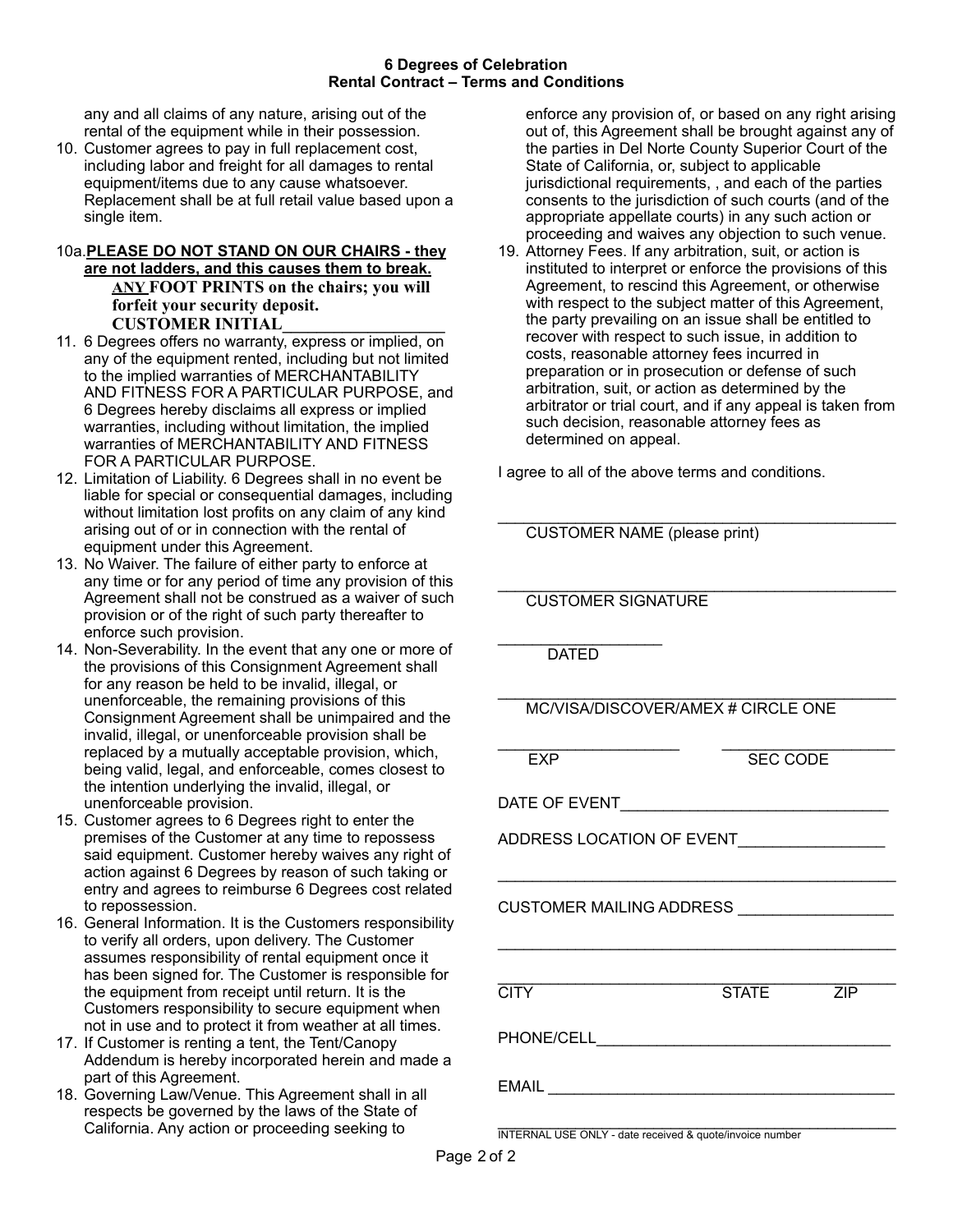**6 Degrees of Celebration**
**Rental Contract – Terms and Conditions**

any and all claims of any nature, arising out of the rental of the equipment while in their possession.

10. Customer agrees to pay in full replacement cost, including labor and freight for all damages to rental equipment/items due to any cause whatsoever. Replacement shall be at full retail value based upon a single item.

10a. **PLEASE DO NOT STAND ON OUR CHAIRS - they are not ladders, and this causes them to break.**
**ANY FOOT PRINTS on the chairs; you will forfeit your security deposit.**
**CUSTOMER INITIAL__________________**

11. 6 Degrees offers no warranty, express or implied, on any of the equipment rented, including but not limited to the implied warranties of MERCHANTABILITY AND FITNESS FOR A PARTICULAR PURPOSE, and 6 Degrees hereby disclaims all express or implied warranties, including without limitation, the implied warranties of MERCHANTABILITY AND FITNESS FOR A PARTICULAR PURPOSE.
12. Limitation of Liability. 6 Degrees shall in no event be liable for special or consequential damages, including without limitation lost profits on any claim of any kind arising out of or in connection with the rental of equipment under this Agreement.
13. No Waiver. The failure of either party to enforce at any time or for any period of time any provision of this Agreement shall not be construed as a waiver of such provision or of the right of such party thereafter to enforce such provision.
14. Non-Severability. In the event that any one or more of the provisions of this Consignment Agreement shall for any reason be held to be invalid, illegal, or unenforceable, the remaining provisions of this Consignment Agreement shall be unimpaired and the invalid, illegal, or unenforceable provision shall be replaced by a mutually acceptable provision, which, being valid, legal, and enforceable, comes closest to the intention underlying the invalid, illegal, or unenforceable provision.
15. Customer agrees to 6 Degrees right to enter the premises of the Customer at any time to repossess said equipment. Customer hereby waives any right of action against 6 Degrees by reason of such taking or entry and agrees to reimburse 6 Degrees cost related to repossession.
16. General Information. It is the Customers responsibility to verify all orders, upon delivery. The Customer assumes responsibility of rental equipment once it has been signed for. The Customer is responsible for the equipment from receipt until return. It is the Customers responsibility to secure equipment when not in use and to protect it from weather at all times.
17. If Customer is renting a tent, the Tent/Canopy Addendum is hereby incorporated herein and made a part of this Agreement.
18. Governing Law/Venue. This Agreement shall in all respects be governed by the laws of the State of California. Any action or proceeding seeking to enforce any provision of, or based on any right arising out of, this Agreement shall be brought against any of the parties in Del Norte County Superior Court of the State of California, or, subject to applicable jurisdictional requirements, , and each of the parties consents to the jurisdiction of such courts (and of the appropriate appellate courts) in any such action or proceeding and waives any objection to such venue.
19. Attorney Fees. If any arbitration, suit, or action is instituted to interpret or enforce the provisions of this Agreement, to rescind this Agreement, or otherwise with respect to the subject matter of this Agreement, the party prevailing on an issue shall be entitled to recover with respect to such issue, in addition to costs, reasonable attorney fees incurred in preparation or in prosecution or defense of such arbitration, suit, or action as determined by the arbitrator or trial court, and if any appeal is taken from such decision, reasonable attorney fees as determined on appeal.

I agree to all of the above terms and conditions.

_____________________________________________
CUSTOMER NAME (please print)

_____________________________________________
CUSTOMER SIGNATURE

__________________
DATED

_____________________________________________
MC/VISA/DISCOVER/AMEX # CIRCLE ONE

____________________ ____________________
EXP SEC CODE

DATE OF EVENT______________________________

ADDRESS LOCATION OF EVENT________________

_____________________________________________

CUSTOMER MAILING ADDRESS _________________

_____________________________________________

_____________________________________________
CITY STATE ZIP

PHONE/CELL_________________________________

EMAIL _______________________________________

_____________________________________________
INTERNAL USE ONLY - date received & quote/invoice number